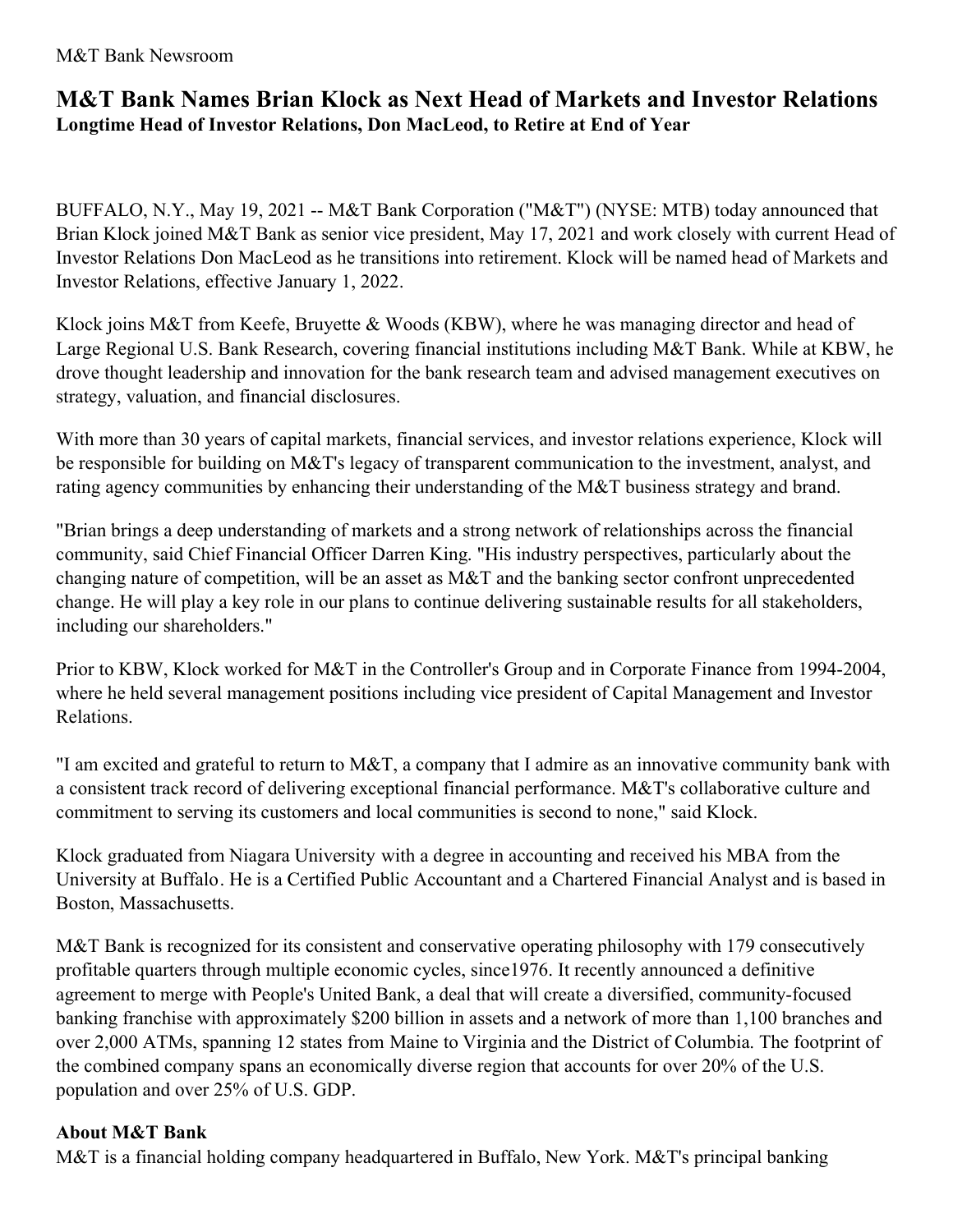M&T Bank Newsroom

# M&T Bank Names Brian Klock as Next Head of Markets and Investor Relations

**Longtime Head of Investor Relations, Don MacLeod, to Retire at End of Year**

BUFFALO, N.Y., May 19, 2021 -- M&T Bank Corporation ("M&T") (NYSE: MTB) today announced that Brian Klock joined M&T Bank as senior vice president, May 17, 2021 and work closely with current Head of Investor Relations Don MacLeod as he transitions into retirement. Klock will be named head of Markets and Investor Relations, effective January 1, 2022.

Klock joins M&T from Keefe, Bruyette & Woods (KBW), where he was managing director and head of Large Regional U.S. Bank Research, covering financial institutions including M&T Bank. While at KBW, he drove thought leadership and innovation for the bank research team and advised management executives on strategy, valuation, and financial disclosures.

With more than 30 years of capital markets, financial services, and investor relations experience, Klock will be responsible for building on M&T's legacy of transparent communication to the investment, analyst, and rating agency communities by enhancing their understanding of the M&T business strategy and brand.

"Brian brings a deep understanding of markets and a strong network of relationships across the financial community, said Chief Financial Officer Darren King. "His industry perspectives, particularly about the changing nature of competition, will be an asset as M&T and the banking sector confront unprecedented change. He will play a key role in our plans to continue delivering sustainable results for all stakeholders, including our shareholders."

Prior to KBW, Klock worked for M&T in the Controller's Group and in Corporate Finance from 1994-2004, where he held several management positions including vice president of Capital Management and Investor Relations.

"I am excited and grateful to return to M&T, a company that I admire as an innovative community bank with a consistent track record of delivering exceptional financial performance. M&T's collaborative culture and commitment to serving its customers and local communities is second to none," said Klock.

Klock graduated from Niagara University with a degree in accounting and received his MBA from the University at Buffalo. He is a Certified Public Accountant and a Chartered Financial Analyst and is based in Boston, Massachusetts.

M&T Bank is recognized for its consistent and conservative operating philosophy with 179 consecutively profitable quarters through multiple economic cycles, since1976. It recently announced a definitive agreement to merge with People's United Bank, a deal that will create a diversified, community-focused banking franchise with approximately $200 billion in assets and a network of more than 1,100 branches and over 2,000 ATMs, spanning 12 states from Maine to Virginia and the District of Columbia. The footprint of the combined company spans an economically diverse region that accounts for over 20% of the U.S. population and over 25% of U.S. GDP.

## About M&T Bank

M&T is a financial holding company headquartered in Buffalo, New York. M&T's principal banking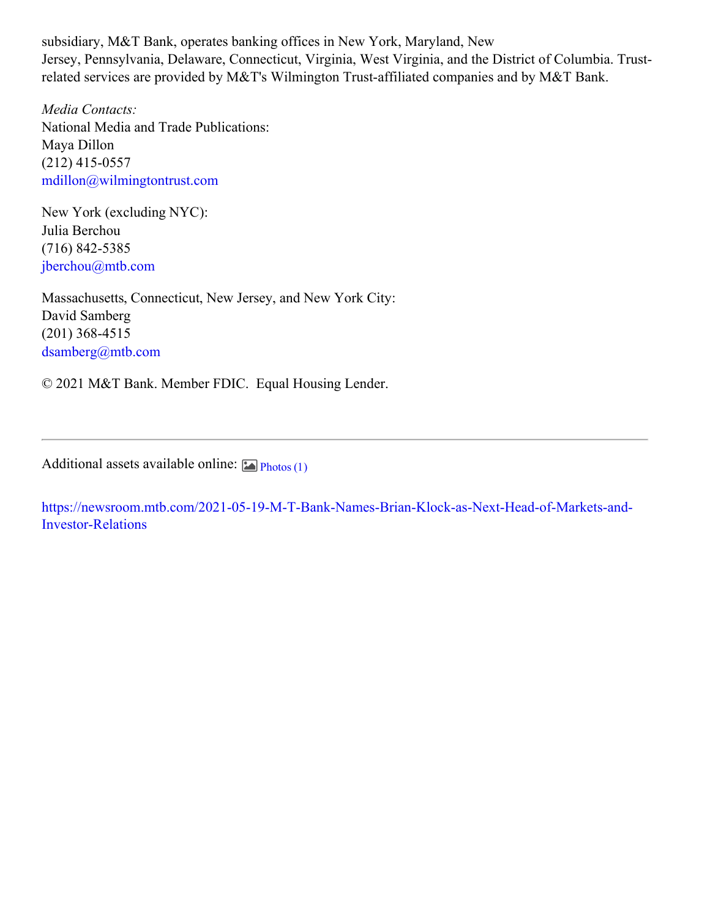subsidiary, M&T Bank, operates banking offices in New York, Maryland, New Jersey, Pennsylvania, Delaware, Connecticut, Virginia, West Virginia, and the District of Columbia. Trust-related services are provided by M&T's Wilmington Trust-affiliated companies and by M&T Bank.

*Media Contacts:*
National Media and Trade Publications:
Maya Dillon
(212) 415-0557
mdillon@wilmingtontrust.com

New York (excluding NYC):
Julia Berchou
(716) 842-5385
jberchou@mtb.com

Massachusetts, Connecticut, New Jersey, and New York City:
David Samberg
(201) 368-4515
dsamberg@mtb.com

© 2021 M&T Bank. Member FDIC. Equal Housing Lender.

---

Additional assets available online: Photos (1)

https://newsroom.mtb.com/2021-05-19-M-T-Bank-Names-Brian-Klock-as-Next-Head-of-Markets-and-Investor-Relations